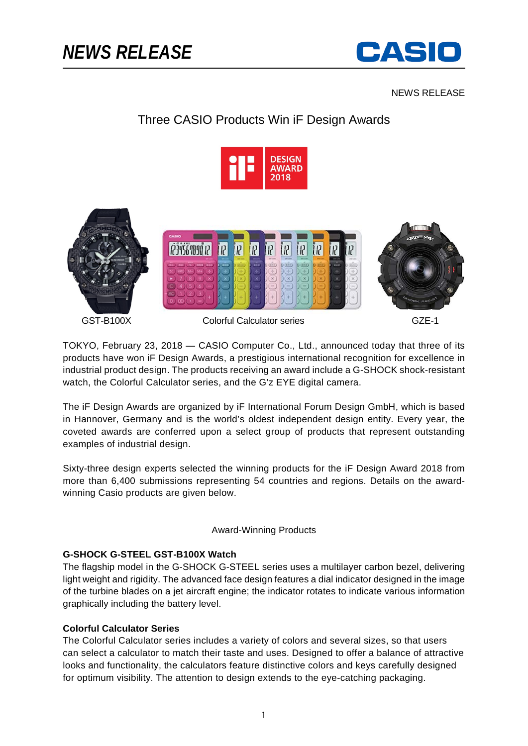# NEWS RELEASE

NEWS RELEASE

## Three CASIO Products Win iF Design Awards

GST-B100X

Colorful Calculator series

GZE-1

TOKYO, February 23, 2018 — CASIO Computer Co., Ltd., announced today that three of its products have won iF Design Awards, a prestigious international recognition for excellence in industrial product design. The products receiving an award include a G-SHOCK shock-resistant watch, the Colorful Calculator series, and the G'z EYE digital camera.

The iF Design Awards are organized by iF International Forum Design GmbH, which is based in Hannover, Germany and is the world's oldest independent design entity. Every year, the coveted awards are conferred upon a select group of products that represent outstanding examples of industrial design.

Sixty-three design experts selected the winning products for the iF Design Award 2018 from more than 6,400 submissions representing 54 countries and regions. Details on the award-winning Casio products are given below.

### Award-Winning Products

**G-SHOCK G-STEEL GST-B100X Watch**
The flagship model in the G-SHOCK G-STEEL series uses a multilayer carbon bezel, delivering light weight and rigidity. The advanced face design features a dial indicator designed in the image of the turbine blades on a jet aircraft engine; the indicator rotates to indicate various information graphically including the battery level.

**Colorful Calculator Series**
The Colorful Calculator series includes a variety of colors and several sizes, so that users can select a calculator to match their taste and uses. Designed to offer a balance of attractive looks and functionality, the calculators feature distinctive colors and keys carefully designed for optimum visibility. The attention to design extends to the eye-catching packaging.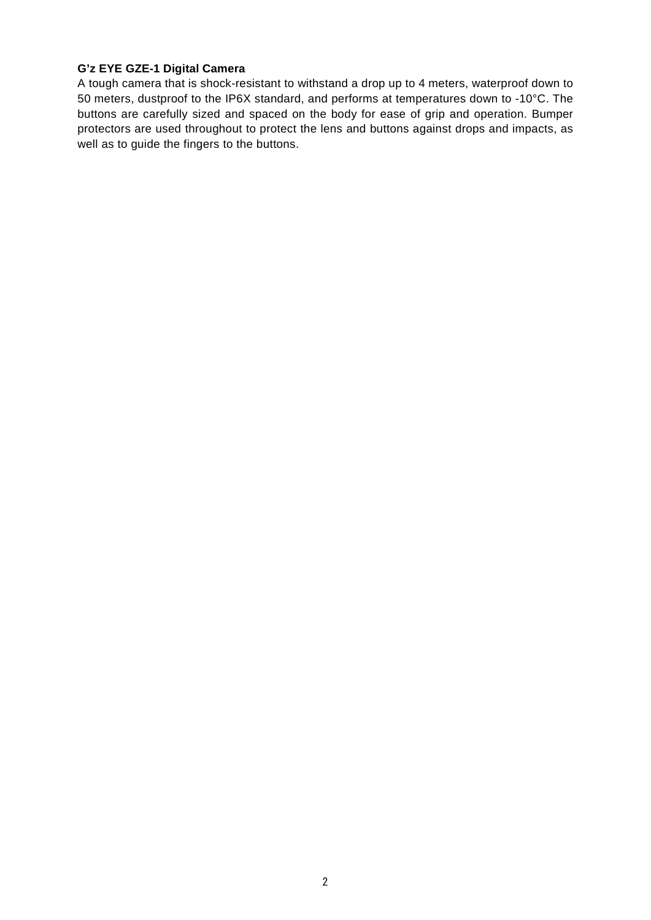**G’z EYE GZE-1 Digital Camera**

A tough camera that is shock-resistant to withstand a drop up to 4 meters, waterproof down to 50 meters, dustproof to the IP6X standard, and performs at temperatures down to -10°C. The buttons are carefully sized and spaced on the body for ease of grip and operation. Bumper protectors are used throughout to protect the lens and buttons against drops and impacts, as well as to guide the fingers to the buttons.